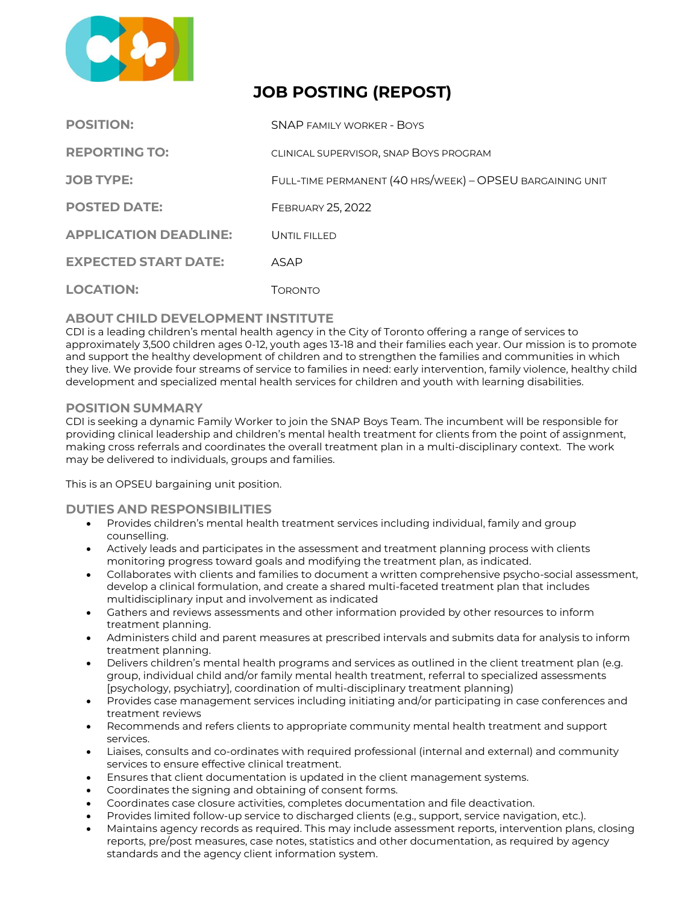# JOB POSTING (REPOST)

| | |
|---|---|
| **POSITION:** | SNAP FAMILY WORKER - BOYS |
| **REPORTING TO:** | CLINICAL SUPERVISOR, SNAP BOYS PROGRAM |
| **JOB TYPE:** | FULL-TIME PERMANENT (40 HRS/WEEK) – OPSEU BARGAINING UNIT |
| **POSTED DATE:** | FEBRUARY 25, 2022 |
| **APPLICATION DEADLINE:** | UNTIL FILLED |
| **EXPECTED START DATE:** | ASAP |
| **LOCATION:** | TORONTO |

## ABOUT CHILD DEVELOPMENT INSTITUTE

CDI is a leading children's mental health agency in the City of Toronto offering a range of services to approximately 3,500 children ages 0-12, youth ages 13-18 and their families each year. Our mission is to promote and support the healthy development of children and to strengthen the families and communities in which they live. We provide four streams of service to families in need: early intervention, family violence, healthy child development and specialized mental health services for children and youth with learning disabilities.

## POSITION SUMMARY

CDI is seeking a dynamic Family Worker to join the SNAP Boys Team. The incumbent will be responsible for providing clinical leadership and children's mental health treatment for clients from the point of assignment, making cross referrals and coordinates the overall treatment plan in a multi-disciplinary context. The work may be delivered to individuals, groups and families.

This is an OPSEU bargaining unit position.

## DUTIES AND RESPONSIBILITIES

- Provides children's mental health treatment services including individual, family and group counselling.
- Actively leads and participates in the assessment and treatment planning process with clients monitoring progress toward goals and modifying the treatment plan, as indicated.
- Collaborates with clients and families to document a written comprehensive psycho-social assessment, develop a clinical formulation, and create a shared multi-faceted treatment plan that includes multidisciplinary input and involvement as indicated
- Gathers and reviews assessments and other information provided by other resources to inform treatment planning.
- Administers child and parent measures at prescribed intervals and submits data for analysis to inform treatment planning.
- Delivers children's mental health programs and services as outlined in the client treatment plan (e.g. group, individual child and/or family mental health treatment, referral to specialized assessments [psychology, psychiatry], coordination of multi-disciplinary treatment planning)
- Provides case management services including initiating and/or participating in case conferences and treatment reviews
- Recommends and refers clients to appropriate community mental health treatment and support services.
- Liaises, consults and co-ordinates with required professional (internal and external) and community services to ensure effective clinical treatment.
- Ensures that client documentation is updated in the client management systems.
- Coordinates the signing and obtaining of consent forms.
- Coordinates case closure activities, completes documentation and file deactivation.
- Provides limited follow-up service to discharged clients (e.g., support, service navigation, etc.).
- Maintains agency records as required. This may include assessment reports, intervention plans, closing reports, pre/post measures, case notes, statistics and other documentation, as required by agency standards and the agency client information system.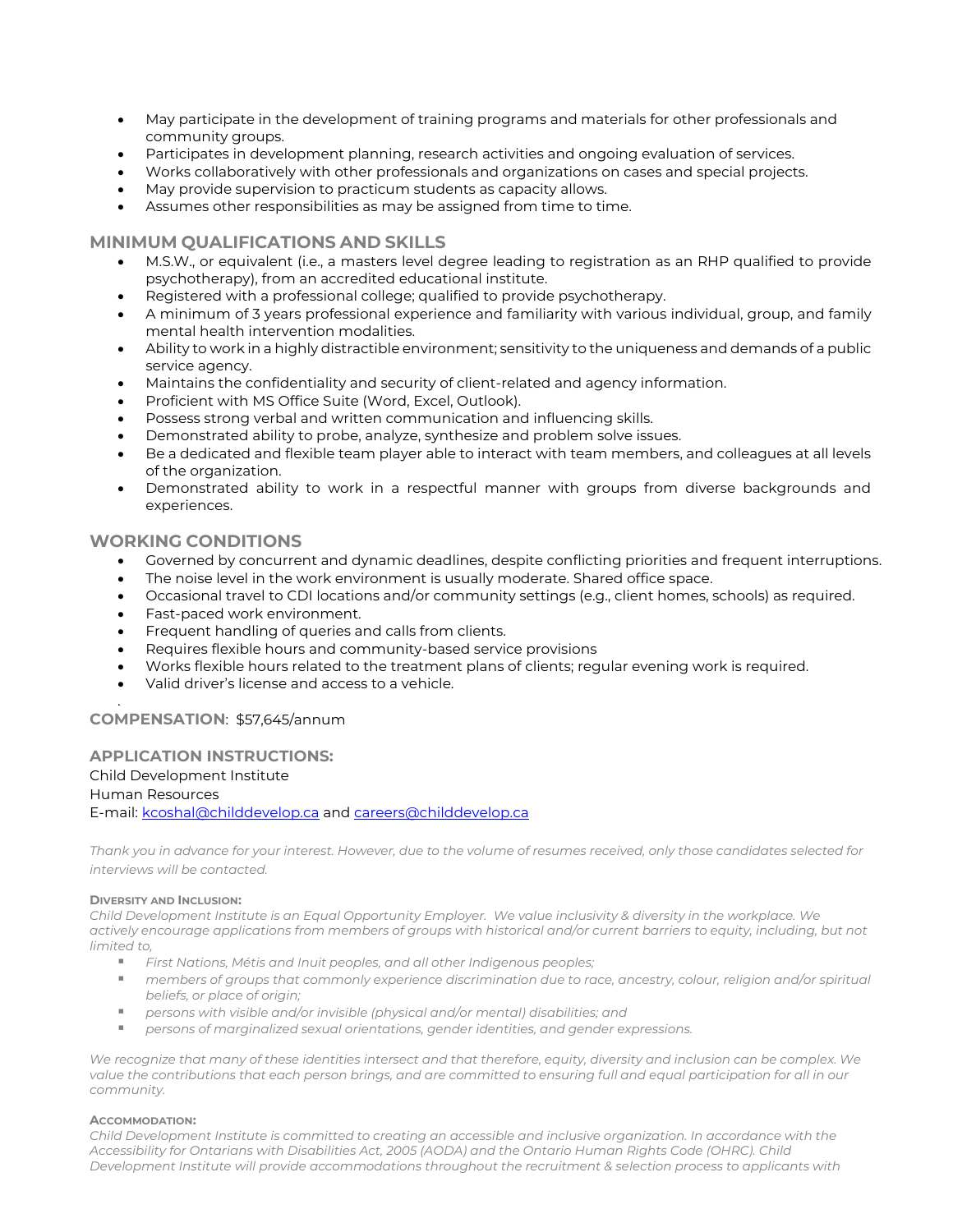- May participate in the development of training programs and materials for other professionals and community groups.
- Participates in development planning, research activities and ongoing evaluation of services.
- Works collaboratively with other professionals and organizations on cases and special projects.
- May provide supervision to practicum students as capacity allows.
- Assumes other responsibilities as may be assigned from time to time.

## MINIMUM QUALIFICATIONS AND SKILLS

- M.S.W., or equivalent (i.e., a masters level degree leading to registration as an RHP qualified to provide psychotherapy), from an accredited educational institute.
- Registered with a professional college; qualified to provide psychotherapy.
- A minimum of 3 years professional experience and familiarity with various individual, group, and family mental health intervention modalities.
- Ability to work in a highly distractible environment; sensitivity to the uniqueness and demands of a public service agency.
- Maintains the confidentiality and security of client-related and agency information.
- Proficient with MS Office Suite (Word, Excel, Outlook).
- Possess strong verbal and written communication and influencing skills.
- Demonstrated ability to probe, analyze, synthesize and problem solve issues.
- Be a dedicated and flexible team player able to interact with team members, and colleagues at all levels of the organization.
- Demonstrated ability to work in a respectful manner with groups from diverse backgrounds and experiences.

## WORKING CONDITIONS

- Governed by concurrent and dynamic deadlines, despite conflicting priorities and frequent interruptions.
- The noise level in the work environment is usually moderate. Shared office space.
- Occasional travel to CDI locations and/or community settings (e.g., client homes, schools) as required.
- Fast-paced work environment.
- Frequent handling of queries and calls from clients.
- Requires flexible hours and community-based service provisions
- Works flexible hours related to the treatment plans of clients; regular evening work is required.
- Valid driver's license and access to a vehicle.

**COMPENSATION**: $57,645/annum

## APPLICATION INSTRUCTIONS:

Child Development Institute
Human Resources
E-mail: kcoshal@childdevelop.ca and careers@childdevelop.ca

*Thank you in advance for your interest. However, due to the volume of resumes received, only those candidates selected for interviews will be contacted.*

**DIVERSITY AND INCLUSION:**

*Child Development Institute is an Equal Opportunity Employer. We value inclusivity & diversity in the workplace. We actively encourage applications from members of groups with historical and/or current barriers to equity, including, but not limited to,*

- *First Nations, Métis and Inuit peoples, and all other Indigenous peoples;*
- *members of groups that commonly experience discrimination due to race, ancestry, colour, religion and/or spiritual beliefs, or place of origin;*
- *persons with visible and/or invisible (physical and/or mental) disabilities; and*
- *persons of marginalized sexual orientations, gender identities, and gender expressions.*

*We recognize that many of these identities intersect and that therefore, equity, diversity and inclusion can be complex. We value the contributions that each person brings, and are committed to ensuring full and equal participation for all in our community.*

**ACCOMMODATION:**

*Child Development Institute is committed to creating an accessible and inclusive organization. In accordance with the Accessibility for Ontarians with Disabilities Act, 2005 (AODA) and the Ontario Human Rights Code (OHRC). Child Development Institute will provide accommodations throughout the recruitment & selection process to applicants with*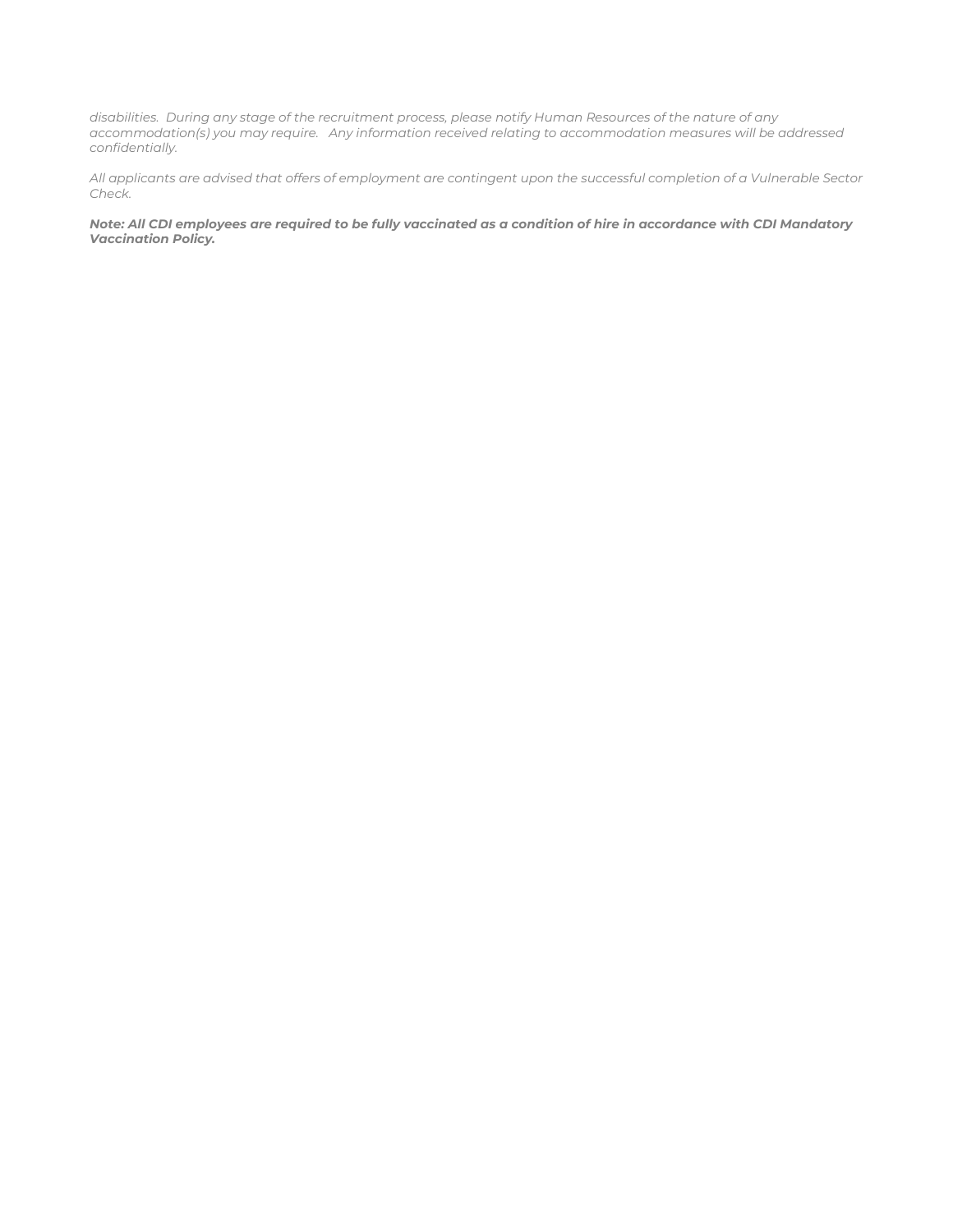*disabilities. During any stage of the recruitment process, please notify Human Resources of the nature of any accommodation(s) you may require. Any information received relating to accommodation measures will be addressed confidentially.*

*All applicants are advised that offers of employment are contingent upon the successful completion of a Vulnerable Sector Check.*

***Note: All CDI employees are required to be fully vaccinated as a condition of hire in accordance with CDI Mandatory Vaccination Policy.***